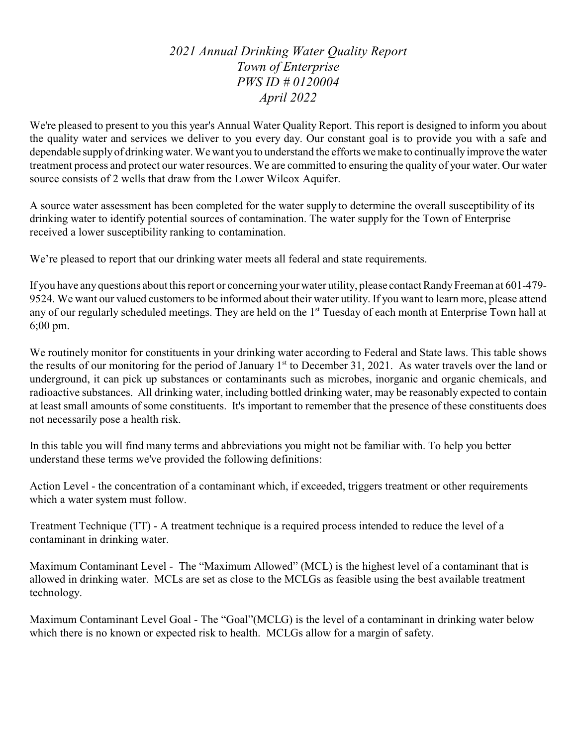# *2021 Annual Drinking Water Quality Report*
# *Town of Enterprise*
# *PWS ID # 0120004*
# *April 2022*

We're pleased to present to you this year's Annual Water Quality Report. This report is designed to inform you about the quality water and services we deliver to you every day. Our constant goal is to provide you with a safe and dependable supply of drinking water. We want you to understand the efforts we make to continually improve the water treatment process and protect our water resources. We are committed to ensuring the quality of your water. Our water source consists of 2 wells that draw from the Lower Wilcox Aquifer.

A source water assessment has been completed for the water supply to determine the overall susceptibility of its drinking water to identify potential sources of contamination. The water supply for the Town of Enterprise received a lower susceptibility ranking to contamination.

We're pleased to report that our drinking water meets all federal and state requirements.

If you have any questions about this report or concerning your water utility, please contact Randy Freeman at 601-479-9524. We want our valued customers to be informed about their water utility. If you want to learn more, please attend any of our regularly scheduled meetings. They are held on the 1st Tuesday of each month at Enterprise Town hall at 6;00 pm.

We routinely monitor for constituents in your drinking water according to Federal and State laws. This table shows the results of our monitoring for the period of January 1st to December 31, 2021. As water travels over the land or underground, it can pick up substances or contaminants such as microbes, inorganic and organic chemicals, and radioactive substances. All drinking water, including bottled drinking water, may be reasonably expected to contain at least small amounts of some constituents. It's important to remember that the presence of these constituents does not necessarily pose a health risk.

In this table you will find many terms and abbreviations you might not be familiar with. To help you better understand these terms we've provided the following definitions:

Action Level - the concentration of a contaminant which, if exceeded, triggers treatment or other requirements which a water system must follow.

Treatment Technique (TT) - A treatment technique is a required process intended to reduce the level of a contaminant in drinking water.

Maximum Contaminant Level - The "Maximum Allowed" (MCL) is the highest level of a contaminant that is allowed in drinking water. MCLs are set as close to the MCLGs as feasible using the best available treatment technology.

Maximum Contaminant Level Goal - The "Goal"(MCLG) is the level of a contaminant in drinking water below which there is no known or expected risk to health. MCLGs allow for a margin of safety.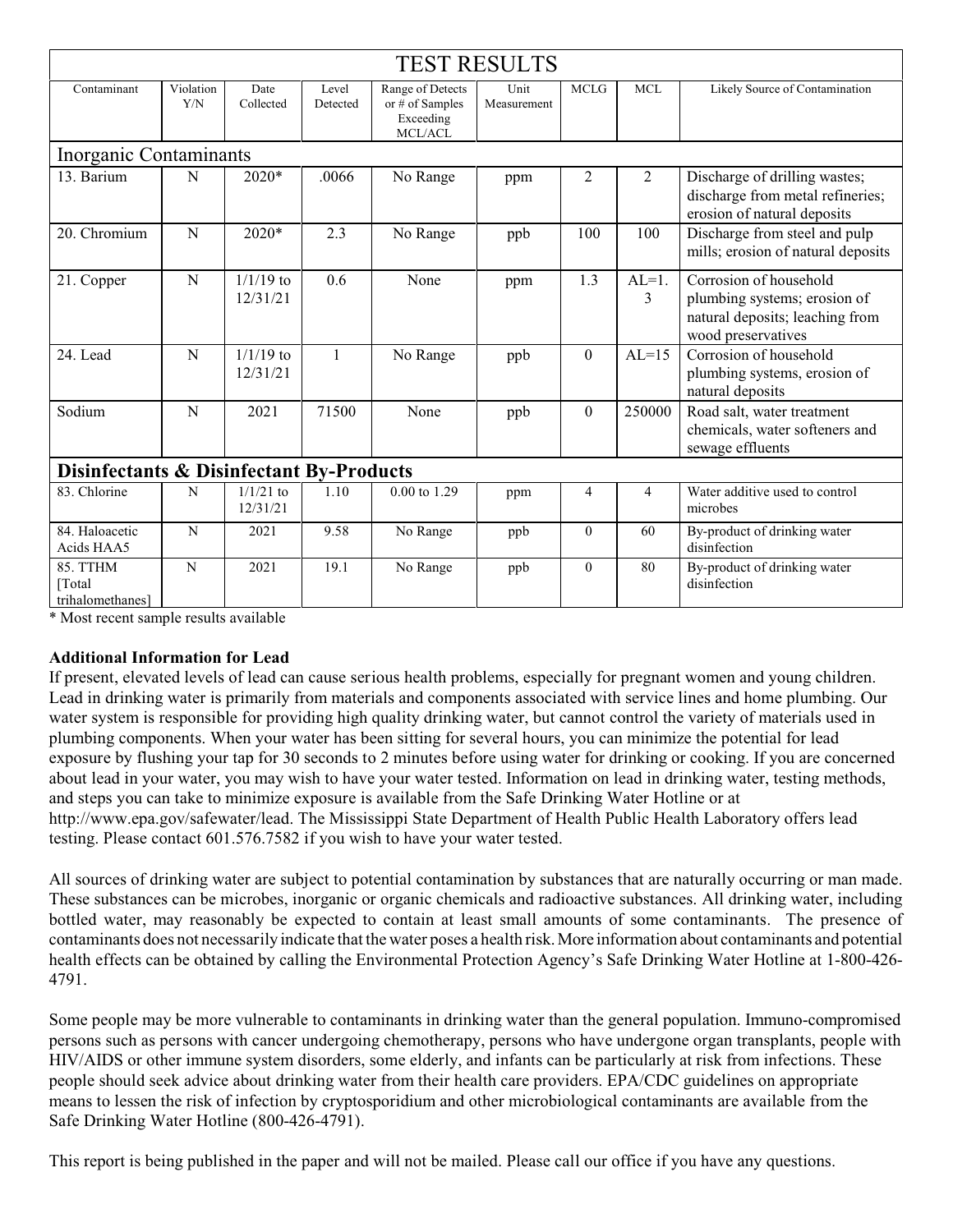| TEST RESULTS | | | | | | | | |
|---|---|---|---|---|---|---|---|---|
| Contaminant | Violation Y/N | Date Collected | Level Detected | Range of Detects or # of Samples Exceeding MCL/ACL | Unit Measurement | MCLG | MCL | Likely Source of Contamination |
| **Inorganic Contaminants** | | | | | | | | |
| 13. Barium | N | 2020* | .0066 | No Range | ppm | 2 | 2 | Discharge of drilling wastes; discharge from metal refineries; erosion of natural deposits |
| 20. Chromium | N | 2020* | 2.3 | No Range | ppb | 100 | 100 | Discharge from steel and pulp mills; erosion of natural deposits |
| 21. Copper | N | 1/1/19 to 12/31/21 | 0.6 | None | ppm | 1.3 | AL=1.3 | Corrosion of household plumbing systems; erosion of natural deposits; leaching from wood preservatives |
| 24. Lead | N | 1/1/19 to 12/31/21 | 1 | No Range | ppb | 0 | AL=15 | Corrosion of household plumbing systems, erosion of natural deposits |
| Sodium | N | 2021 | 71500 | None | ppb | 0 | 250000 | Road salt, water treatment chemicals, water softeners and sewage effluents |
| **Disinfectants & Disinfectant By-Products** | | | | | | | | |
| 83. Chlorine | N | 1/1/21 to 12/31/21 | 1.10 | 0.00 to 1.29 | ppm | 4 | 4 | Water additive used to control microbes |
| 84. Haloacetic Acids HAA5 | N | 2021 | 9.58 | No Range | ppb | 0 | 60 | By-product of drinking water disinfection |
| 85. TTHM [Total trihalomethanes] | N | 2021 | 19.1 | No Range | ppb | 0 | 80 | By-product of drinking water disinfection |

* Most recent sample results available

**Additional Information for Lead**

If present, elevated levels of lead can cause serious health problems, especially for pregnant women and young children. Lead in drinking water is primarily from materials and components associated with service lines and home plumbing. Our water system is responsible for providing high quality drinking water, but cannot control the variety of materials used in plumbing components. When your water has been sitting for several hours, you can minimize the potential for lead exposure by flushing your tap for 30 seconds to 2 minutes before using water for drinking or cooking. If you are concerned about lead in your water, you may wish to have your water tested. Information on lead in drinking water, testing methods, and steps you can take to minimize exposure is available from the Safe Drinking Water Hotline or at http://www.epa.gov/safewater/lead. The Mississippi State Department of Health Public Health Laboratory offers lead testing. Please contact 601.576.7582 if you wish to have your water tested.

All sources of drinking water are subject to potential contamination by substances that are naturally occurring or man made. These substances can be microbes, inorganic or organic chemicals and radioactive substances. All drinking water, including bottled water, may reasonably be expected to contain at least small amounts of some contaminants. The presence of contaminants does not necessarily indicate that the water poses a health risk. More information about contaminants and potential health effects can be obtained by calling the Environmental Protection Agency's Safe Drinking Water Hotline at 1-800-426-4791.

Some people may be more vulnerable to contaminants in drinking water than the general population. Immuno-compromised persons such as persons with cancer undergoing chemotherapy, persons who have undergone organ transplants, people with HIV/AIDS or other immune system disorders, some elderly, and infants can be particularly at risk from infections. These people should seek advice about drinking water from their health care providers. EPA/CDC guidelines on appropriate means to lessen the risk of infection by cryptosporidium and other microbiological contaminants are available from the Safe Drinking Water Hotline (800-426-4791).

This report is being published in the paper and will not be mailed. Please call our office if you have any questions.